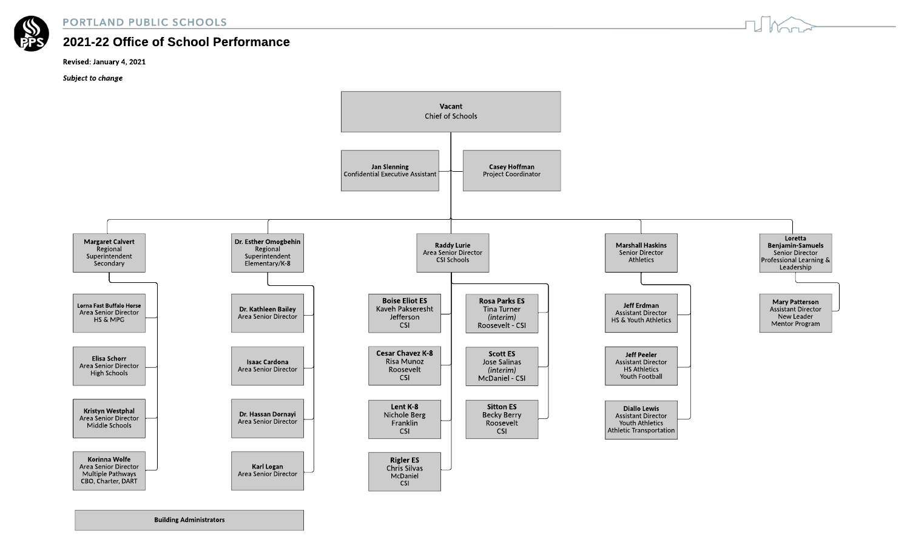PORTLAND PUBLIC SCHOOLS

# 2021-22 Office of School Performance

**Revised: January 4, 2021**

***Subject to change***

**Vacant**
Chief of Schools

- **Jan Slenning** — Confidential Executive Assistant
- **Casey Hoffman** — Project Coordinator

## Margaret Calvert
Regional Superintendent Secondary

- **Lorna Fast Buffalo Horse** — Area Senior Director, HS & MPG
- **Elisa Schorr** — Area Senior Director, High Schools
- **Kristyn Westphal** — Area Senior Director, Middle Schools
- **Korinna Wolfe** — Area Senior Director, Multiple Pathways, CBO, Charter, DART

## Dr. Esther Omogbehin
Regional Superintendent Elementary/K-8

- **Dr. Kathleen Bailey** — Area Senior Director
- **Isaac Cardona** — Area Senior Director
- **Dr. Hassan Dornayi** — Area Senior Director
- **Karl Logan** — Area Senior Director

## Raddy Lurie
Area Senior Director CSI Schools

- **Boise Eliot ES** — Kaveh Pakseresht, Jefferson, CSI
- **Cesar Chavez K-8** — Risa Munoz, Roosevelt, CSI
- **Lent K-8** — Nichole Berg, Franklin, CSI
- **Rigler ES** — Chris Silvas, McDaniel, CSI
- **Rosa Parks ES** — Tina Turner *(interim)*, Roosevelt - CSI
- **Scott ES** — Jose Salinas *(interim)*, McDaniel - CSI
- **Sitton ES** — Becky Berry, Roosevelt, CSI

## Marshall Haskins
Senior Director Athletics

- **Jeff Erdman** — Assistant Director, HS & Youth Athletics
- **Jeff Peeler** — Assistant Director, HS Athletics, Youth Football
- **Diallo Lewis** — Assistant Director, Youth Athletics, Athletic Transportation

## Loretta Benjamin-Samuels
Senior Director Professional Learning & Leadership

- **Mary Patterson** — Assistant Director, New Leader Mentor Program

**Building Administrators**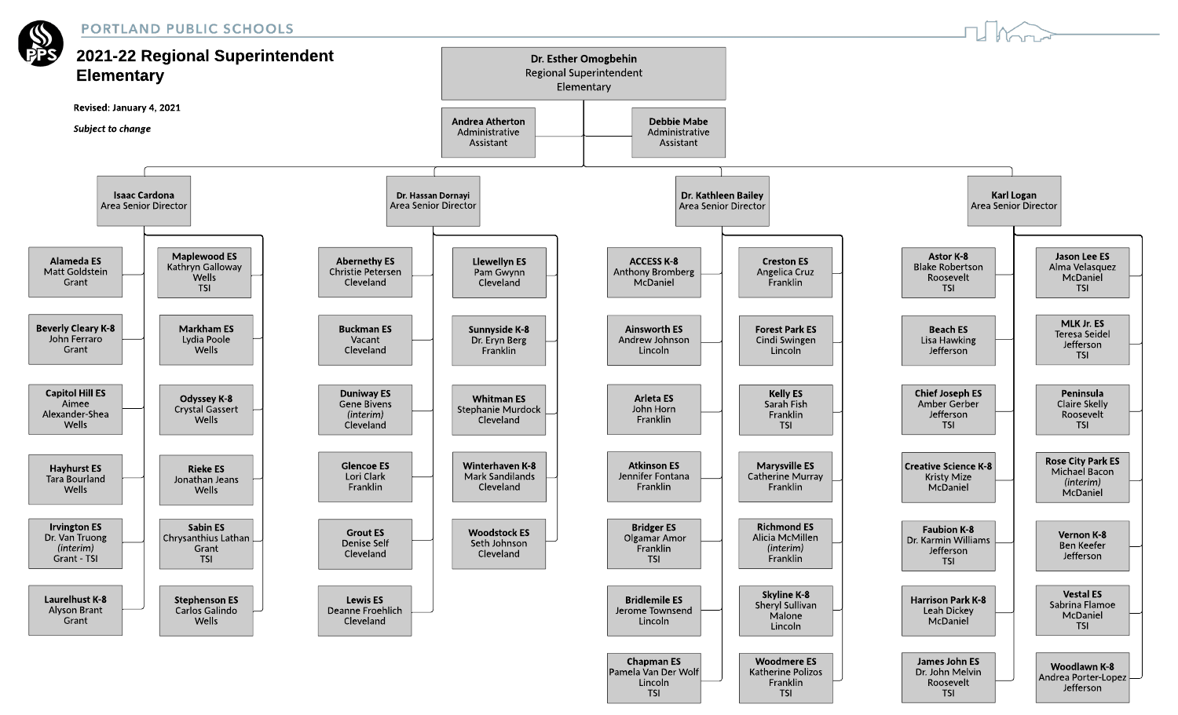PORTLAND PUBLIC SCHOOLS

# 2021-22 Regional Superintendent Elementary

**Revised: January 4, 2021**

***Subject to change***

**Dr. Esther Omogbehin**
Regional Superintendent
Elementary

- **Andrea Atherton** — Administrative Assistant
- **Debbie Mabe** — Administrative Assistant

## Isaac Cardona — Area Senior Director

- **Alameda ES** — Matt Goldstein — Grant
- **Beverly Cleary K-8** — John Ferraro — Grant
- **Capitol Hill ES** — Aimee Alexander-Shea — Wells
- **Hayhurst ES** — Tara Bourland — Wells
- **Irvington ES** — Dr. Van Truong *(interim)* — Grant - TSI
- **Laurelhust K-8** — Alyson Brant — Grant
- **Maplewood ES** — Kathryn Galloway — Wells — TSI
- **Markham ES** — Lydia Poole — Wells
- **Odyssey K-8** — Crystal Gassert — Wells
- **Rieke ES** — Jonathan Jeans — Wells
- **Sabin ES** — Chrysanthius Lathan — Grant — TSI
- **Stephenson ES** — Carlos Galindo — Wells

## Dr. Hassan Dornayi — Area Senior Director

- **Abernethy ES** — Christie Petersen — Cleveland
- **Buckman ES** — Vacant — Cleveland
- **Duniway ES** — Gene Bivens *(interim)* — Cleveland
- **Glencoe ES** — Lori Clark — Franklin
- **Grout ES** — Denise Self — Cleveland
- **Lewis ES** — Deanne Froehlich — Cleveland
- **Llewellyn ES** — Pam Gwynn — Cleveland
- **Sunnyside K-8** — Dr. Eryn Berg — Franklin
- **Whitman ES** — Stephanie Murdock — Cleveland
- **Winterhaven K-8** — Mark Sandilands — Cleveland
- **Woodstock ES** — Seth Johnson — Cleveland

## Dr. Kathleen Bailey — Area Senior Director

- **ACCESS K-8** — Anthony Bromberg — McDaniel
- **Ainsworth ES** — Andrew Johnson — Lincoln
- **Arleta ES** — John Horn — Franklin
- **Atkinson ES** — Jennifer Fontana — Franklin
- **Bridger ES** — Olgamar Amor — Franklin — TSI
- **Bridlemile ES** — Jerome Townsend — Lincoln
- **Chapman ES** — Pamela Van Der Wolf — Lincoln — TSI
- **Creston ES** — Angelica Cruz — Franklin
- **Forest Park ES** — Cindi Swingen — Lincoln
- **Kelly ES** — Sarah Fish — Franklin — TSI
- **Marysville ES** — Catherine Murray — Franklin
- **Richmond ES** — Alicia McMillen *(interim)* — Franklin
- **Skyline K-8** — Sheryl Sullivan Malone — Lincoln
- **Woodmere ES** — Katherine Polizos — Franklin — TSI

## Karl Logan — Area Senior Director

- **Astor K-8** — Blake Robertson — Roosevelt — TSI
- **Beach ES** — Lisa Hawking — Jefferson
- **Chief Joseph ES** — Amber Gerber — Jefferson — TSI
- **Creative Science K-8** — Kristy Mize — McDaniel
- **Faubion K-8** — Dr. Karmin Williams — Jefferson — TSI
- **Harrison Park K-8** — Leah Dickey — McDaniel
- **James John ES** — Dr. John Melvin — Roosevelt — TSI
- **Jason Lee ES** — Alma Velasquez — McDaniel — TSI
- **MLK Jr. ES** — Teresa Seidel — Jefferson — TSI
- **Peninsula** — Claire Skelly — Roosevelt — TSI
- **Rose City Park ES** — Michael Bacon *(interim)* — McDaniel
- **Vernon K-8** — Ben Keefer — Jefferson
- **Vestal ES** — Sabrina Flamoe — McDaniel — TSI
- **Woodlawn K-8** — Andrea Porter-Lopez — Jefferson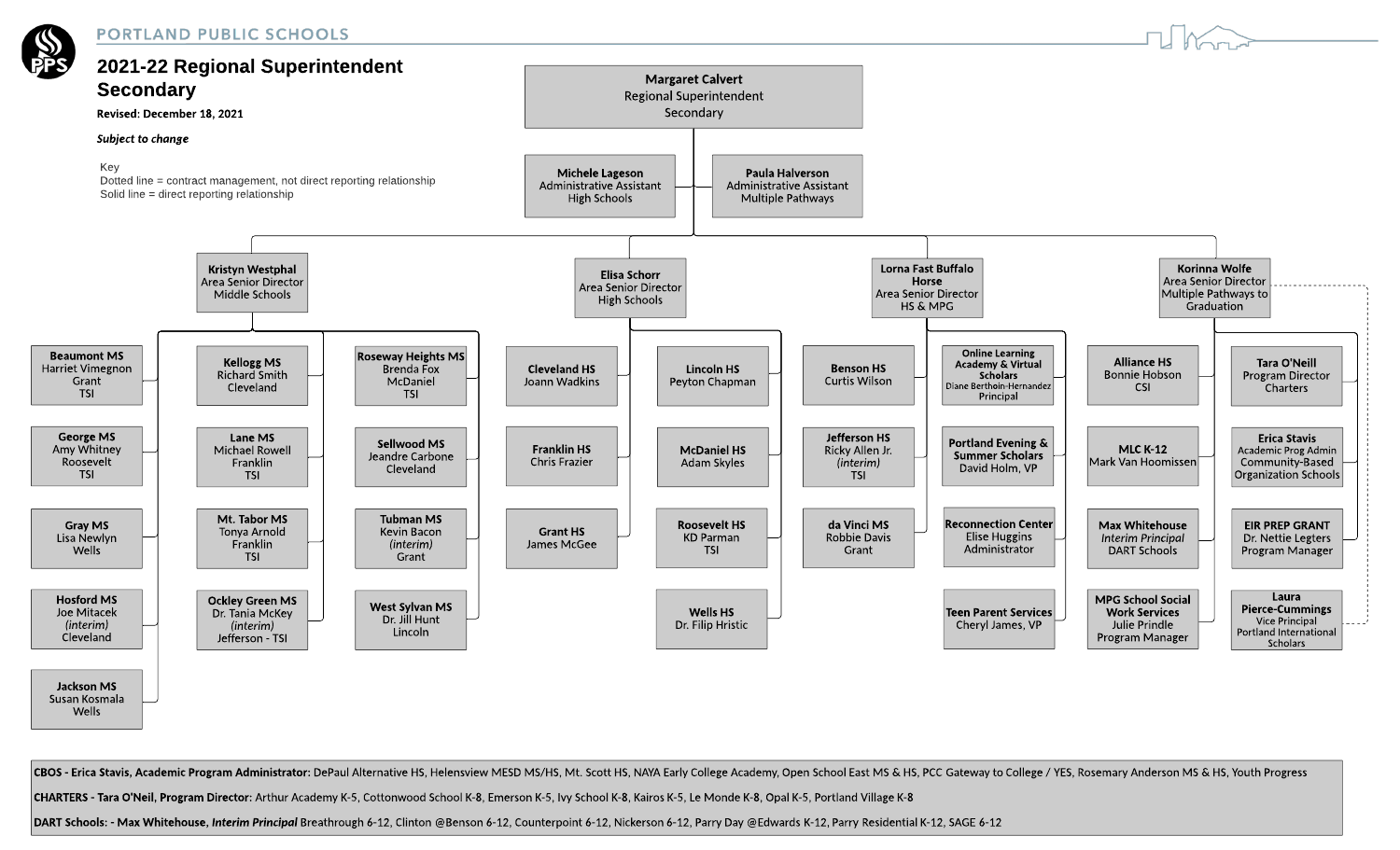PORTLAND PUBLIC SCHOOLS

# 2021-22 Regional Superintendent Secondary

**Revised: December 18, 2021**

***Subject to change***

Key
Dotted line = contract management, not direct reporting relationship
Solid line = direct reporting relationship

**Margaret Calvert**
Regional Superintendent
Secondary

**Michele Lageson**
Administrative Assistant
High Schools

**Paula Halverson**
Administrative Assistant
Multiple Pathways

## Kristyn Westphal — Area Senior Director, Middle Schools

- **Beaumont MS** — Harriet Vimegnon — Grant — TSI
- **George MS** — Amy Whitney — Roosevelt — TSI
- **Gray MS** — Lisa Newlyn — Wells
- **Hosford MS** — Joe Mitacek *(interim)* — Cleveland
- **Jackson MS** — Susan Kosmala — Wells
- **Kellogg MS** — Richard Smith — Cleveland
- **Lane MS** — Michael Rowell — Franklin — TSI
- **Mt. Tabor MS** — Tonya Arnold — Franklin — TSI
- **Ockley Green MS** — Dr. Tania McKey *(interim)* — Jefferson - TSI
- **Roseway Heights MS** — Brenda Fox — McDaniel — TSI
- **Sellwood MS** — Jeandre Carbone — Cleveland
- **Tubman MS** — Kevin Bacon *(interim)* — Grant
- **West Sylvan MS** — Dr. Jill Hunt — Lincoln

## Elisa Schorr — Area Senior Director, High Schools

- **Cleveland HS** — Joann Wadkins
- **Franklin HS** — Chris Frazier
- **Grant HS** — James McGee
- **Lincoln HS** — Peyton Chapman
- **McDaniel HS** — Adam Skyles
- **Roosevelt HS** — KD Parman — TSI
- **Wells HS** — Dr. Filip Hristic

## Lorna Fast Buffalo Horse — Area Senior Director, HS & MPG

- **Benson HS** — Curtis Wilson
- **Jefferson HS** — Ricky Allen Jr. *(interim)* — TSI
- **da Vinci MS** — Robbie Davis — Grant
- **Online Learning Academy & Virtual Scholars** — Diane Berthoin-Hernandez — Principal
- **Portland Evening & Summer Scholars** — David Holm, VP
- **Reconnection Center** — Elise Huggins — Administrator
- **Teen Parent Services** — Cheryl James, VP

## Korinna Wolfe — Area Senior Director, Multiple Pathways to Graduation

- **Alliance HS** — Bonnie Hobson — CSI
- **MLC K-12** — Mark Van Hoomissen
- **Max Whitehouse** — *Interim Principal* — DART Schools
- **MPG School Social Work Services** — Julie Prindle — Program Manager
- **Tara O'Neill** — Program Director — Charters
- **Erica Stavis** — Academic Prog Admin — Community-Based Organization Schools
- **EIR PREP GRANT** — Dr. Nettie Legters — Program Manager
- **Laura Pierce-Cummings** — Vice Principal — Portland International Scholars

**CBOS - Erica Stavis, Academic Program Administrator:** DePaul Alternative HS, Helensview MESD MS/HS, Mt. Scott HS, NAYA Early College Academy, Open School East MS & HS, PCC Gateway to College / YES, Rosemary Anderson MS & HS, Youth Progress

**CHARTERS - Tara O'Neil, Program Director:** Arthur Academy K-5, Cottonwood School K-8, Emerson K-5, Ivy School K-8, Kairos K-5, Le Monde K-8, Opal K-5, Portland Village K-8

**DART Schools: - Max Whitehouse, *Interim Principal*** Breathrough 6-12, Clinton @Benson 6-12, Counterpoint 6-12, Nickerson 6-12, Parry Day @Edwards K-12, Parry Residential K-12, SAGE 6-12